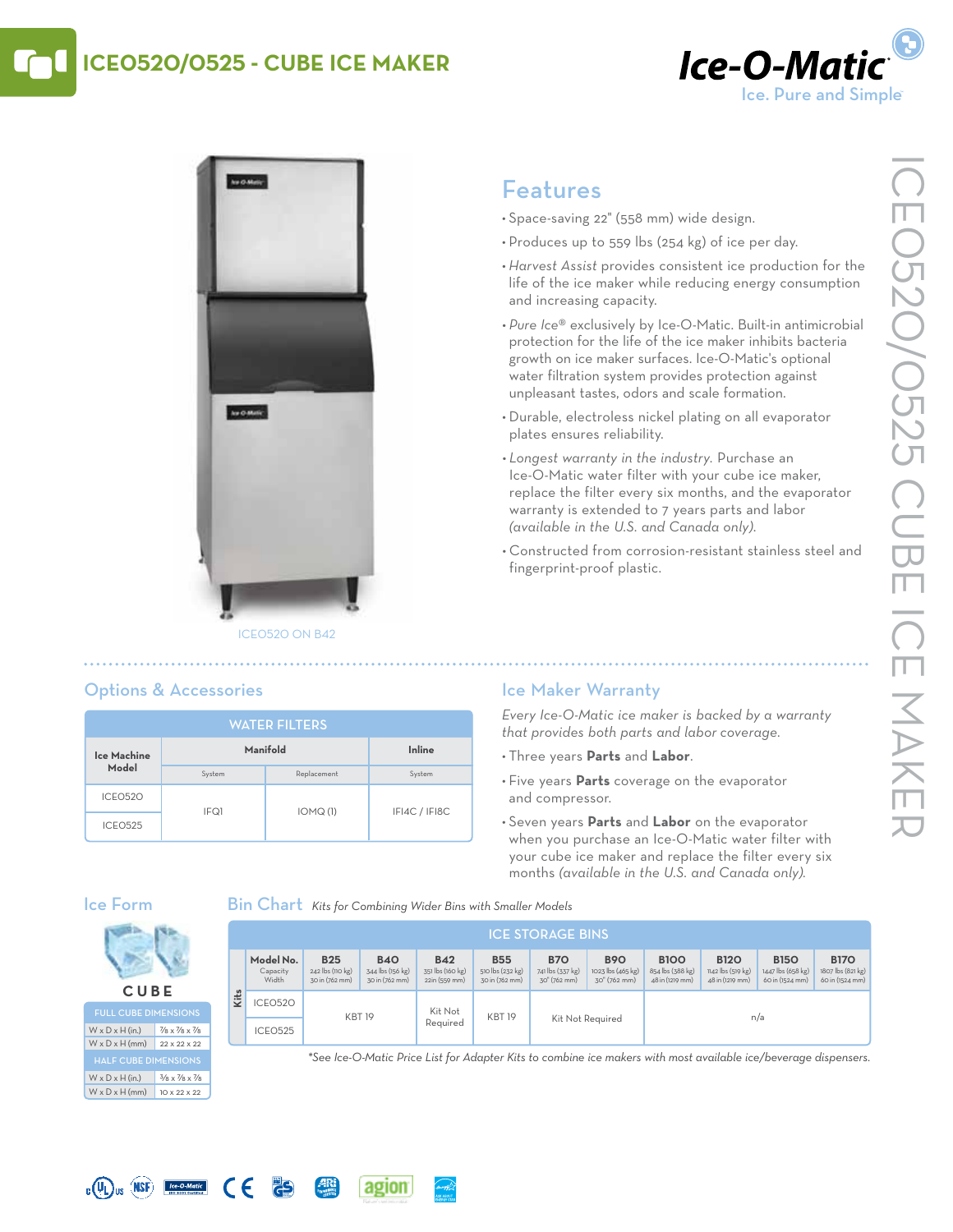# ICE0520/0525 - CUBE ICE MAKER

Ice-O-Matic
Ice. Pure and Simple

ICE0520 ON B42

## Features

- Space-saving 22" (558 mm) wide design.
- Produces up to 559 lbs (254 kg) of ice per day.
- *Harvest Assist* provides consistent ice production for the life of the ice maker while reducing energy consumption and increasing capacity.
- *Pure Ice*® exclusively by Ice-O-Matic. Built-in antimicrobial protection for the life of the ice maker inhibits bacteria growth on ice maker surfaces. Ice-O-Matic's optional water filtration system provides protection against unpleasant tastes, odors and scale formation.
- Durable, electroless nickel plating on all evaporator plates ensures reliability.
- *Longest warranty in the industry.* Purchase an Ice-O-Matic water filter with your cube ice maker, replace the filter every six months, and the evaporator warranty is extended to 7 years parts and labor *(available in the U.S. and Canada only).*
- Constructed from corrosion-resistant stainless steel and fingerprint-proof plastic.

## Options & Accessories

| WATER FILTERS | | | |
|---|---|---|---|
| **Ice Machine Model** | **Manifold** | | **Inline** |
| | System | Replacement | System |
| ICE0520 | IFQ1 | IOMQ (1) | IFI4C / IFI8C |
| ICE0525 | | | |

## Ice Maker Warranty

*Every Ice-O-Matic ice maker is backed by a warranty that provides both parts and labor coverage.*

- Three years **Parts** and **Labor**.
- Five years **Parts** coverage on the evaporator and compressor.
- Seven years **Parts** and **Labor** on the evaporator when you purchase an Ice-O-Matic water filter with your cube ice maker and replace the filter every six months *(available in the U.S. and Canada only).*

## Ice Form

CUBE

| FULL CUBE DIMENSIONS | |
|---|---|
| W x D x H (in.) | 7/8 x 7/8 x 7/8 |
| W x D x H (mm) | 22 x 22 x 22 |
| **HALF CUBE DIMENSIONS** | |
| W x D x H (in.) | 3/8 x 7/8 x 7/8 |
| W x D x H (mm) | 10 x 22 x 22 |

## Bin Chart *Kits for Combining Wider Bins with Smaller Models*

| ICE STORAGE BINS | | | | | | | | | | | |
|---|---|---|---|---|---|---|---|---|---|---|---|
| **Model No.** Capacity Width | **B25** 242 lbs (110 kg) 30 in (762 mm) | **B40** 344 lbs (156 kg) 30 in (762 mm) | **B42** 351 lbs (160 kg) 22in (559 mm) | **B55** 510 lbs (232 kg) 30 in (762 mm) | **B70** 741 lbs (337 kg) 30" (762 mm) | **B90** 1023 lbs (465 kg) 30" (762 mm) | **B100** 854 lbs (388 kg) 48 in (1219 mm) | **B120** 1142 lbs (519 kg) 48 in (1219 mm) | **B150** 1447 lbs (658 kg) 60 in (1524 mm) | **B170** 1807 lbs (821 kg) 60 in (1524 mm) |
| ICE0520 | KBT 19 | | Kit Not Required | KBT 19 | Kit Not Required | | n/a | | | |
| ICE0525 | | | | | | | | | | |

*\*See Ice-O-Matic Price List for Adapter Kits to combine ice makers with most available ice/beverage dispensers.*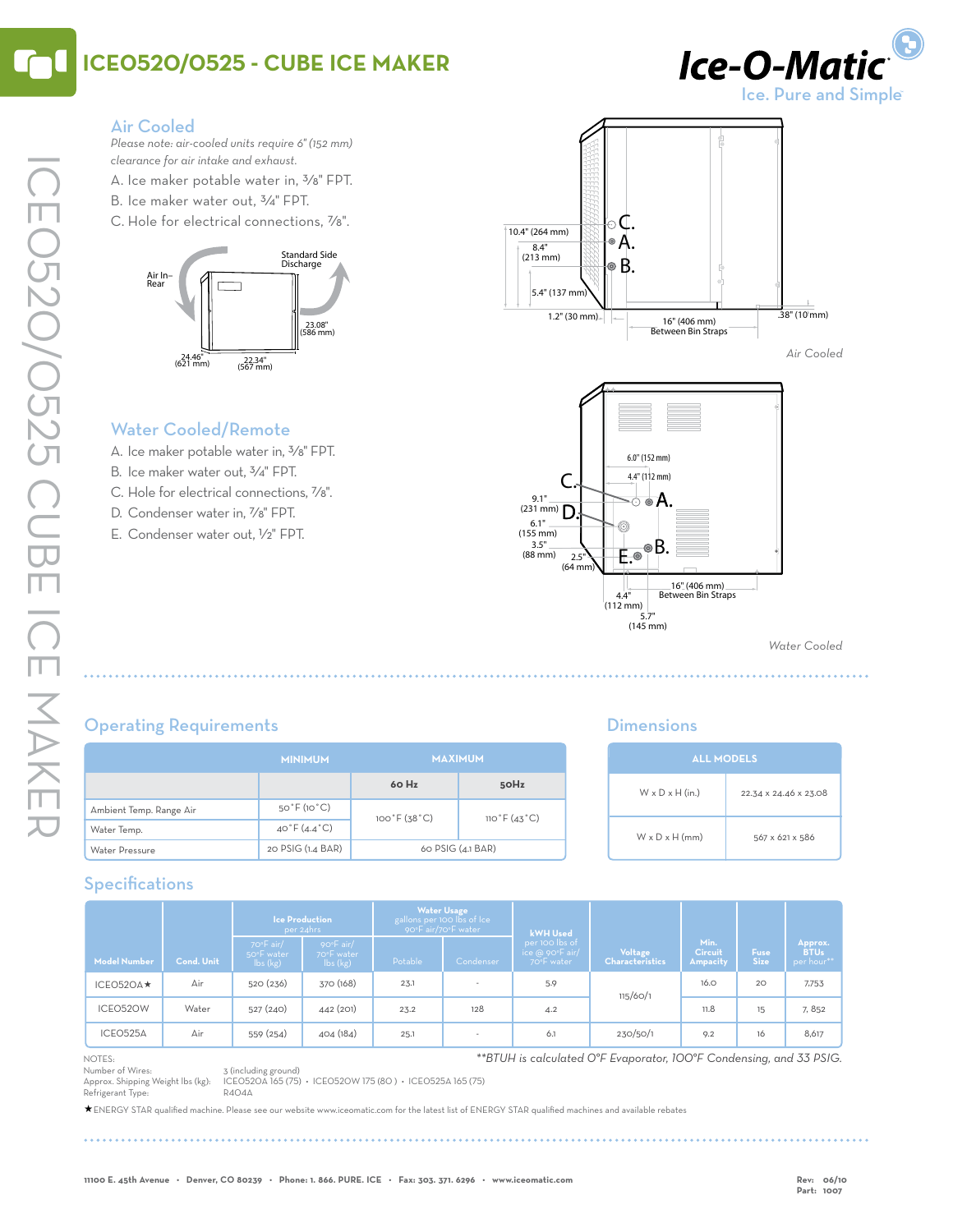# ICE0520/0525 - CUBE ICE MAKER

Ice-O-Matic
Ice. Pure and Simple

## Air Cooled

*Please note: air-cooled units require 6" (152 mm) clearance for air intake and exhaust.*

A. Ice maker potable water in, 3/8" FPT.
B. Ice maker water out, 3/4" FPT.
C. Hole for electrical connections, 7/8".

Air In– Rear
Standard Side Discharge
23.08" (586 mm)
24.46" (621 mm)
22.34" (567 mm)

10.4" (264 mm)
8.4" (213 mm)
5.4" (137 mm)
1.2" (30 mm)
16" (406 mm) Between Bin Straps
.38" (10 mm)
C.
A.
B.

*Air Cooled*

## Water Cooled/Remote

A. Ice maker potable water in, 3/8" FPT.
B. Ice maker water out, 3/4" FPT.
C. Hole for electrical connections, 7/8".
D. Condenser water in, 7/8" FPT.
E. Condenser water out, 1/2" FPT.

6.0" (152 mm)
4.4" (112 mm)
9.1" (231 mm)
6.1" (155 mm)
3.5" (88 mm)
2.5" (64 mm)
4.4" (112 mm)
5.7" (145 mm)
16" (406 mm) Between Bin Straps
C.
D.
A.
B.
E.

*Water Cooled*

## Operating Requirements

| | MINIMUM | MAXIMUM | |
|---|---|---|---|
| | | 60 Hz | 50Hz |
| Ambient Temp. Range Air | 50˚F (10˚C) | 100˚F (38˚C) | 110˚F (43˚C) |
| Water Temp. | 40˚F (4.4˚C) | | |
| Water Pressure | 20 PSIG (1.4 BAR) | 60 PSIG (4.1 BAR) | |

## Dimensions

| ALL MODELS | |
|---|---|
| W x D x H (in.) | 22.34 x 24.46 x 23.08 |
| W x D x H (mm) | 567 x 621 x 586 |

## Specifications

| Model Number | Cond. Unit | Ice Production per 24hrs | | Water Usage gallons per 100 lbs of ice 90°F air/70°F water | | kWH Used per 100 lbs of ice @ 90°F air/ 70°F water | Voltage Characteristics | Min. Circuit Ampacity | Fuse Size | Approx. BTUs per hour** |
|---|---|---|---|---|---|---|---|---|---|---|
| | | 70°F air/ 50°F water lbs (kg) | 90°F air/ 70°F water lbs (kg) | Potable | Condenser | | | | | |
| ICE0520A★ | Air | 520 (236) | 370 (168) | 23.1 | - | 5.9 | 115/60/1 | 16.0 | 20 | 7,753 |
| ICE0520W | Water | 527 (240) | 442 (201) | 23.2 | 128 | 4.2 | | 11.8 | 15 | 7, 852 |
| ICE0525A | Air | 559 (254) | 404 (184) | 25.1 | - | 6.1 | 230/50/1 | 9.2 | 16 | 8,617 |

NOTES:
Number of Wires: 3 (including ground)
Approx. Shipping Weight lbs (kg): ICE0520A 165 (75) • ICE0520W 175 (80) • ICE0525A 165 (75)
Refrigerant Type: R404A

*\*\*BTUH is calculated 0°F Evaporator, 100°F Condensing, and 33 PSIG.*

★ENERGY STAR qualified machine. Please see our website www.iceomatic.com for the latest list of ENERGY STAR qualified machines and available rebates

11100 E. 45th Avenue • Denver, CO 80239 • Phone: 1. 866. PURE. ICE • Fax: 303. 371. 6296 • www.iceomatic.com

Rev: 06/10
Part: 1007